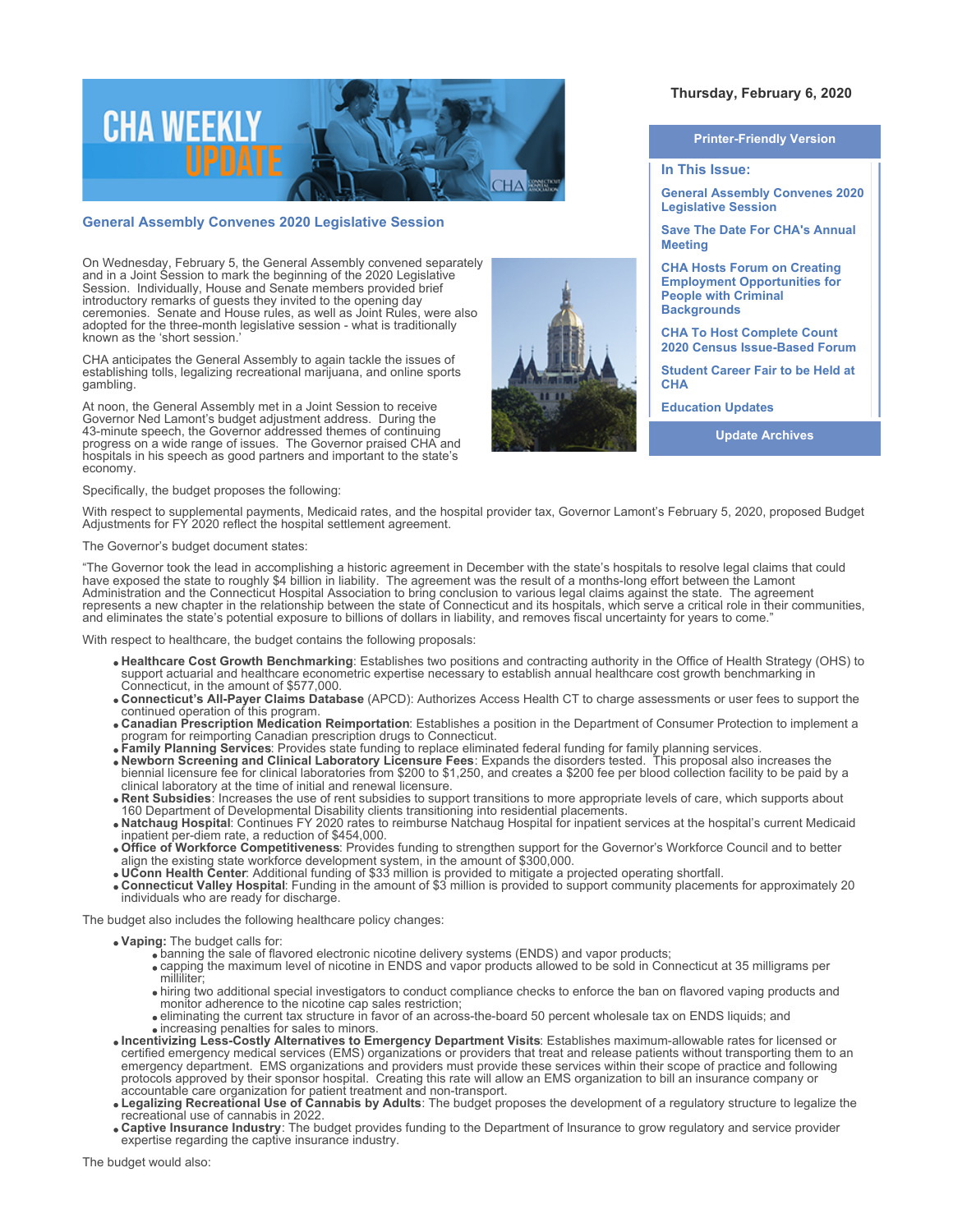Thursday, February 6, 2020

Printer-Friendly Version

**In This Issue:**

- General Assembly Convenes 2020 Legislative Session
- Save The Date For CHA's Annual Meeting
- CHA Hosts Forum on Creating Employment Opportunities for People with Criminal Backgrounds
- CHA To Host Complete Count 2020 Census Issue-Based Forum
- Student Career Fair to be Held at CHA
- Education Updates

Update Archives

## General Assembly Convenes 2020 Legislative Session

On Wednesday, February 5, the General Assembly convened separately and in a Joint Session to mark the beginning of the 2020 Legislative Session. Individually, House and Senate members provided brief introductory remarks of guests they invited to the opening day ceremonies. Senate and House rules, as well as Joint Rules, were also adopted for the three-month legislative session - what is traditionally known as the 'short session.'

CHA anticipates the General Assembly to again tackle the issues of establishing tolls, legalizing recreational marijuana, and online sports gambling.

At noon, the General Assembly met in a Joint Session to receive Governor Ned Lamont's budget adjustment address. During the 43-minute speech, the Governor addressed themes of continuing progress on a wide range of issues. The Governor praised CHA and hospitals in his speech as good partners and important to the state's economy.

Specifically, the budget proposes the following:

With respect to supplemental payments, Medicaid rates, and the hospital provider tax, Governor Lamont's February 5, 2020, proposed Budget Adjustments for FY 2020 reflect the hospital settlement agreement.

The Governor's budget document states:

"The Governor took the lead in accomplishing a historic agreement in December with the state's hospitals to resolve legal claims that could have exposed the state to roughly $4 billion in liability. The agreement was the result of a months-long effort between the Lamont Administration and the Connecticut Hospital Association to bring conclusion to various legal claims against the state. The agreement represents a new chapter in the relationship between the state of Connecticut and its hospitals, which serve a critical role in their communities, and eliminates the state's potential exposure to billions of dollars in liability, and removes fiscal uncertainty for years to come."

With respect to healthcare, the budget contains the following proposals:

- **Healthcare Cost Growth Benchmarking**: Establishes two positions and contracting authority in the Office of Health Strategy (OHS) to support actuarial and healthcare econometric expertise necessary to establish annual healthcare cost growth benchmarking in Connecticut, in the amount of $577,000.
- **Connecticut's All-Payer Claims Database** (APCD): Authorizes Access Health CT to charge assessments or user fees to support the continued operation of this program.
- **Canadian Prescription Medication Reimportation**: Establishes a position in the Department of Consumer Protection to implement a program for reimporting Canadian prescription drugs to Connecticut.
- **Family Planning Services**: Provides state funding to replace eliminated federal funding for family planning services.
- **Newborn Screening and Clinical Laboratory Licensure Fees**: Expands the disorders tested. This proposal also increases the biennial licensure fee for clinical laboratories from $200 to $1,250, and creates a $200 fee per blood collection facility to be paid by a clinical laboratory at the time of initial and renewal licensure.
- **Rent Subsidies**: Increases the use of rent subsidies to support transitions to more appropriate levels of care, which supports about 160 Department of Developmental Disability clients transitioning into residential placements.
- **Natchaug Hospital**: Continues FY 2020 rates to reimburse Natchaug Hospital for inpatient services at the hospital's current Medicaid inpatient per-diem rate, a reduction of $454,000.
- **Office of Workforce Competitiveness**: Provides funding to strengthen support for the Governor's Workforce Council and to better align the existing state workforce development system, in the amount of $300,000.
- **UConn Health Center**: Additional funding of $33 million is provided to mitigate a projected operating shortfall.
- **Connecticut Valley Hospital**: Funding in the amount of $3 million is provided to support community placements for approximately 20 individuals who are ready for discharge.

The budget also includes the following healthcare policy changes:

- **Vaping:** The budget calls for:
  - banning the sale of flavored electronic nicotine delivery systems (ENDS) and vapor products;
  - capping the maximum level of nicotine in ENDS and vapor products allowed to be sold in Connecticut at 35 milligrams per milliliter;
  - hiring two additional special investigators to conduct compliance checks to enforce the ban on flavored vaping products and monitor adherence to the nicotine cap sales restriction;
  - eliminating the current tax structure in favor of an across-the-board 50 percent wholesale tax on ENDS liquids; and
  - increasing penalties for sales to minors.
- **Incentivizing Less-Costly Alternatives to Emergency Department Visits**: Establishes maximum-allowable rates for licensed or certified emergency medical services (EMS) organizations or providers that treat and release patients without transporting them to an emergency department. EMS organizations and providers must provide these services within their scope of practice and following protocols approved by their sponsor hospital. Creating this rate will allow an EMS organization to bill an insurance company or accountable care organization for patient treatment and non-transport.
- **Legalizing Recreational Use of Cannabis by Adults**: The budget proposes the development of a regulatory structure to legalize the recreational use of cannabis in 2022.
- **Captive Insurance Industry**: The budget provides funding to the Department of Insurance to grow regulatory and service provider expertise regarding the captive insurance industry.

The budget would also: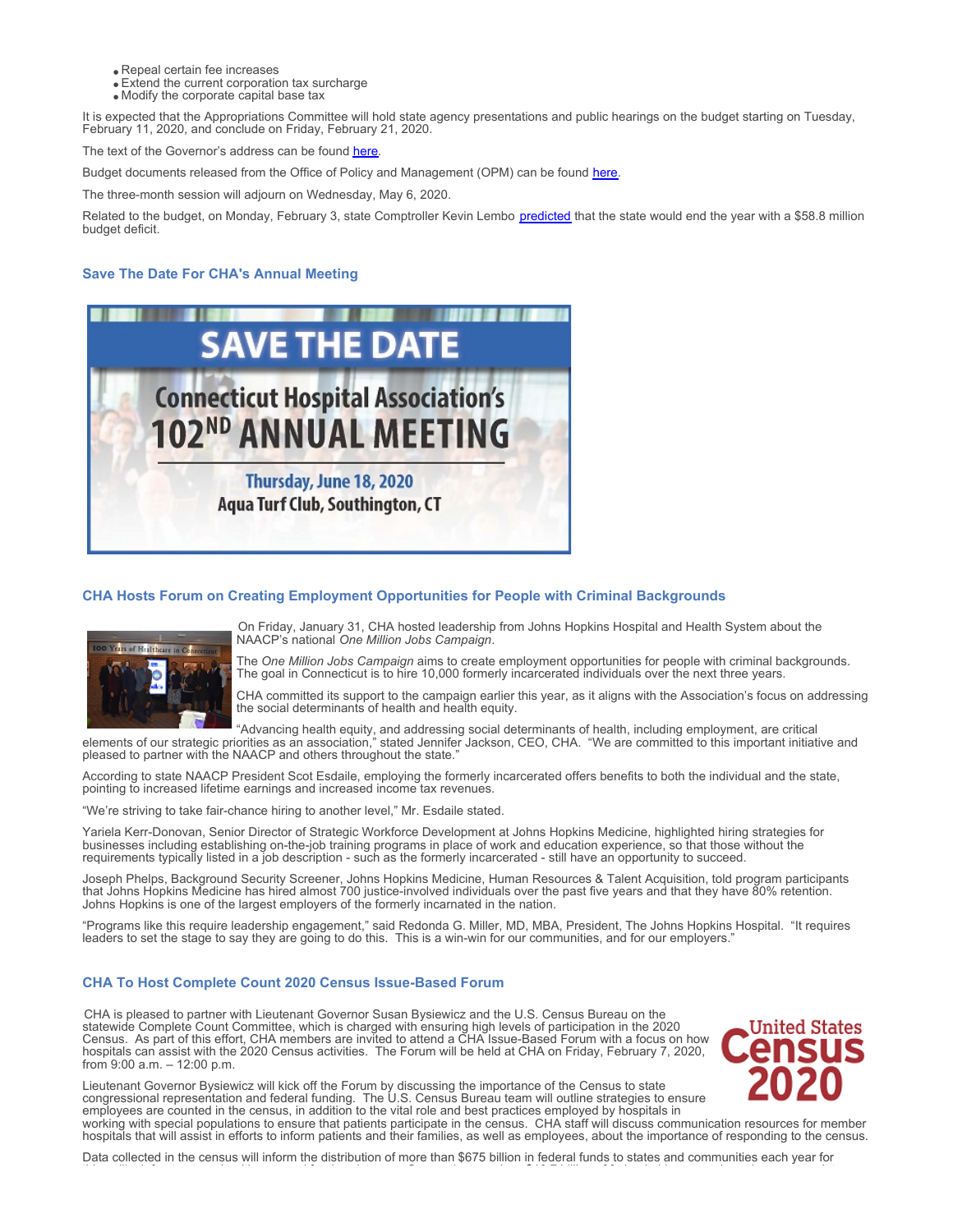- Repeal certain fee increases
- Extend the current corporation tax surcharge
- Modify the corporate capital base tax

It is expected that the Appropriations Committee will hold state agency presentations and public hearings on the budget starting on Tuesday, February 11, 2020, and conclude on Friday, February 21, 2020.

The text of the Governor's address can be found here.

Budget documents released from the Office of Policy and Management (OPM) can be found here.

The three-month session will adjourn on Wednesday, May 6, 2020.

Related to the budget, on Monday, February 3, state Comptroller Kevin Lembo predicted that the state would end the year with a $58.8 million budget deficit.

### Save The Date For CHA's Annual Meeting

SAVE THE DATE

Connecticut Hospital Association's 102ND ANNUAL MEETING

Thursday, June 18, 2020
Aqua Turf Club, Southington, CT

### CHA Hosts Forum on Creating Employment Opportunities for People with Criminal Backgrounds

On Friday, January 31, CHA hosted leadership from Johns Hopkins Hospital and Health System about the NAACP's national *One Million Jobs Campaign*.

The *One Million Jobs Campaign* aims to create employment opportunities for people with criminal backgrounds. The goal in Connecticut is to hire 10,000 formerly incarcerated individuals over the next three years.

CHA committed its support to the campaign earlier this year, as it aligns with the Association's focus on addressing the social determinants of health and health equity.

"Advancing health equity, and addressing social determinants of health, including employment, are critical elements of our strategic priorities as an association," stated Jennifer Jackson, CEO, CHA. "We are committed to this important initiative and pleased to partner with the NAACP and others throughout the state."

According to state NAACP President Scot Esdaile, employing the formerly incarcerated offers benefits to both the individual and the state, pointing to increased lifetime earnings and increased income tax revenues.

"We're striving to take fair-chance hiring to another level," Mr. Esdaile stated.

Yariela Kerr-Donovan, Senior Director of Strategic Workforce Development at Johns Hopkins Medicine, highlighted hiring strategies for businesses including establishing on-the-job training programs in place of work and education experience, so that those without the requirements typically listed in a job description - such as the formerly incarcerated - still have an opportunity to succeed.

Joseph Phelps, Background Security Screener, Johns Hopkins Medicine, Human Resources & Talent Acquisition, told program participants that Johns Hopkins Medicine has hired almost 700 justice-involved individuals over the past five years and that they have 80% retention. Johns Hopkins is one of the largest employers of the formerly incarnated in the nation.

"Programs like this require leadership engagement," said Redonda G. Miller, MD, MBA, President, The Johns Hopkins Hospital. "It requires leaders to set the stage to say they are going to do this. This is a win-win for our communities, and for our employers."

### CHA To Host Complete Count 2020 Census Issue-Based Forum

CHA is pleased to partner with Lieutenant Governor Susan Bysiewicz and the U.S. Census Bureau on the statewide Complete Count Committee, which is charged with ensuring high levels of participation in the 2020 Census. As part of this effort, CHA members are invited to attend a CHA Issue-Based Forum with a focus on how hospitals can assist with the 2020 Census activities. The Forum will be held at CHA on Friday, February 7, 2020, from 9:00 a.m. – 12:00 p.m.

Lieutenant Governor Bysiewicz will kick off the Forum by discussing the importance of the Census to state congressional representation and federal funding. The U.S. Census Bureau team will outline strategies to ensure employees are counted in the census, in addition to the vital role and best practices employed by hospitals in working with special populations to ensure that patients participate in the census. CHA staff will discuss communication resources for member hospitals that will assist in efforts to inform patients and their families, as well as employees, about the importance of responding to the census.

Data collected in the census will inform the distribution of more than $675 billion in federal funds to states and communities each year for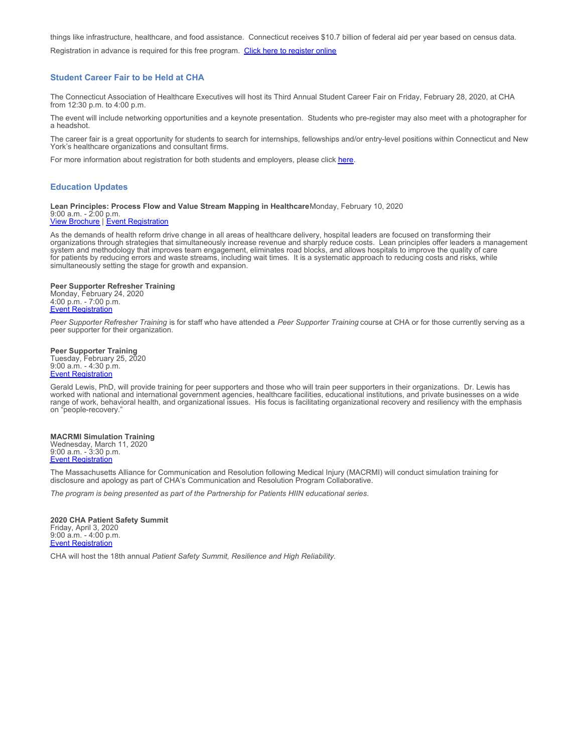things like infrastructure, healthcare, and food assistance.  Connecticut receives $10.7 billion of federal aid per year based on census data.

Registration in advance is required for this free program.  Click here to register online

## Student Career Fair to be Held at CHA

The Connecticut Association of Healthcare Executives will host its Third Annual Student Career Fair on Friday, February 28, 2020, at CHA from 12:30 p.m. to 4:00 p.m.

The event will include networking opportunities and a keynote presentation.  Students who pre-register may also meet with a photographer for a headshot.

The career fair is a great opportunity for students to search for internships, fellowships and/or entry-level positions within Connecticut and New York's healthcare organizations and consultant firms.

For more information about registration for both students and employers, please click here.

## Education Updates

**Lean Principles: Process Flow and Value Stream Mapping in Healthcare** Monday, February 10, 2020
9:00 a.m. - 2:00 p.m.
View Brochure | Event Registration

As the demands of health reform drive change in all areas of healthcare delivery, hospital leaders are focused on transforming their organizations through strategies that simultaneously increase revenue and sharply reduce costs.  Lean principles offer leaders a management system and methodology that improves team engagement, eliminates road blocks, and allows hospitals to improve the quality of care for patients by reducing errors and waste streams, including wait times.  It is a systematic approach to reducing costs and risks, while simultaneously setting the stage for growth and expansion.

**Peer Supporter Refresher Training**
Monday, February 24, 2020
4:00 p.m. - 7:00 p.m.
Event Registration

*Peer Supporter Refresher Training* is for staff who have attended a *Peer Supporter Training* course at CHA or for those currently serving as a peer supporter for their organization.

**Peer Supporter Training**
Tuesday, February 25, 2020
9:00 a.m. - 4:30 p.m.
Event Registration

Gerald Lewis, PhD, will provide training for peer supporters and those who will train peer supporters in their organizations.  Dr. Lewis has worked with national and international government agencies, healthcare facilities, educational institutions, and private businesses on a wide range of work, behavioral health, and organizational issues.  His focus is facilitating organizational recovery and resiliency with the emphasis on "people-recovery."

**MACRMI Simulation Training**
Wednesday, March 11, 2020
9:00 a.m. - 3:30 p.m.
Event Registration

The Massachusetts Alliance for Communication and Resolution following Medical Injury (MACRMI) will conduct simulation training for disclosure and apology as part of CHA's Communication and Resolution Program Collaborative.

*The program is being presented as part of the Partnership for Patients HIIN educational series.*

**2020 CHA Patient Safety Summit**
Friday, April 3, 2020
9:00 a.m. - 4:00 p.m.
Event Registration

CHA will host the 18th annual *Patient Safety Summit, Resilience and High Reliability.*